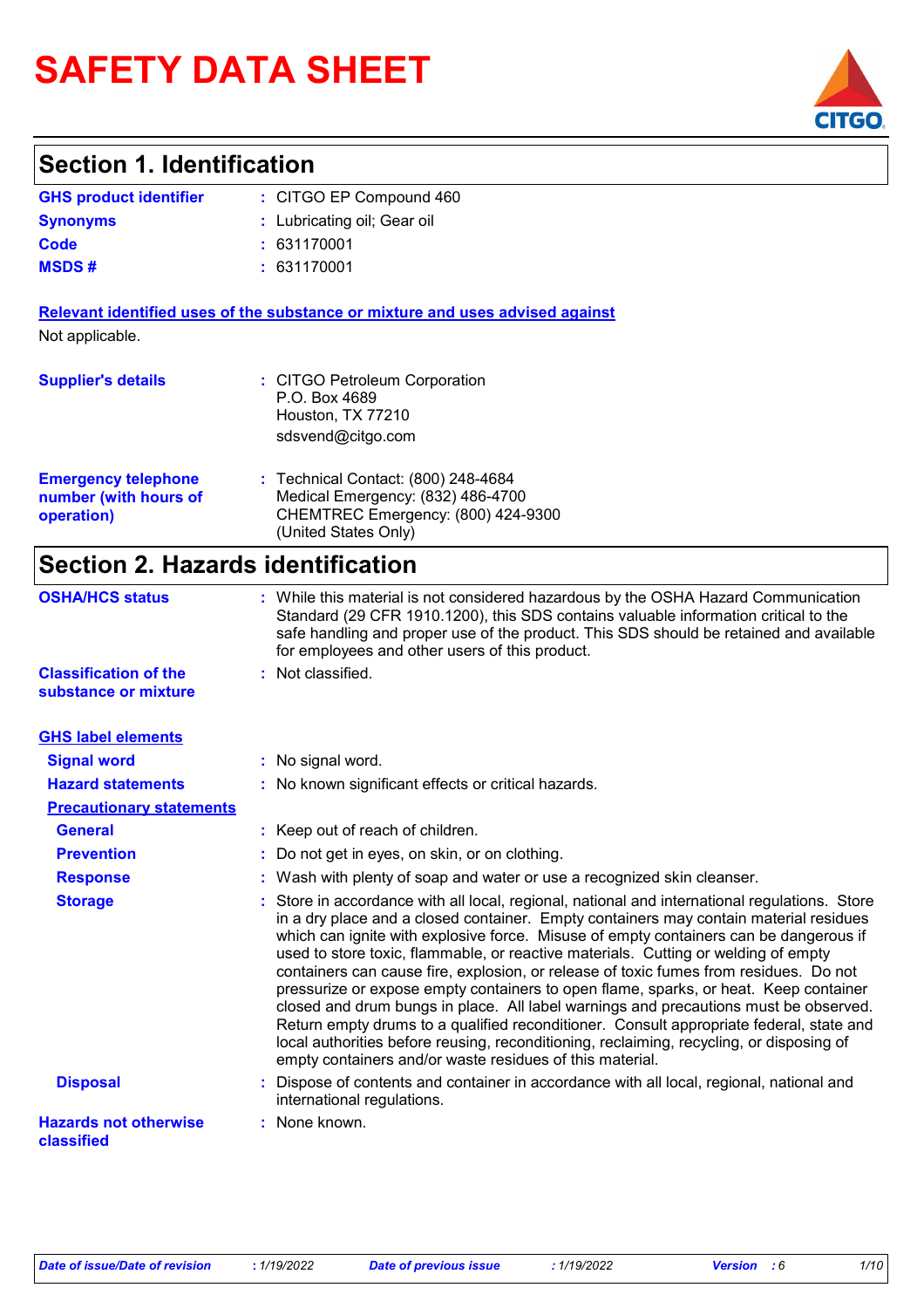# SAFETY DATA SHEET

## Section 1. Identification

**GHS product identifier** : CITGO EP Compound 460

**Synonyms** : Lubricating oil; Gear oil

**Code** : 631170001

**MSDS #** : 631170001

**Relevant identified uses of the substance or mixture and uses advised against**

Not applicable.

**Supplier's details** : CITGO Petroleum Corporation
P.O. Box 4689
Houston, TX 77210
sdsvend@citgo.com

**Emergency telephone number (with hours of operation)** : Technical Contact: (800) 248-4684
Medical Emergency: (832) 486-4700
CHEMTREC Emergency: (800) 424-9300
(United States Only)

## Section 2. Hazards identification

**OSHA/HCS status** : While this material is not considered hazardous by the OSHA Hazard Communication Standard (29 CFR 1910.1200), this SDS contains valuable information critical to the safe handling and proper use of the product. This SDS should be retained and available for employees and other users of this product.

**Classification of the substance or mixture** : Not classified.

**GHS label elements**

**Signal word** : No signal word.

**Hazard statements** : No known significant effects or critical hazards.

**Precautionary statements**

**General** : Keep out of reach of children.

**Prevention** : Do not get in eyes, on skin, or on clothing.

**Response** : Wash with plenty of soap and water or use a recognized skin cleanser.

**Storage** : Store in accordance with all local, regional, national and international regulations. Store in a dry place and a closed container. Empty containers may contain material residues which can ignite with explosive force. Misuse of empty containers can be dangerous if used to store toxic, flammable, or reactive materials. Cutting or welding of empty containers can cause fire, explosion, or release of toxic fumes from residues. Do not pressurize or expose empty containers to open flame, sparks, or heat. Keep container closed and drum bungs in place. All label warnings and precautions must be observed. Return empty drums to a qualified reconditioner. Consult appropriate federal, state and local authorities before reusing, reconditioning, reclaiming, recycling, or disposing of empty containers and/or waste residues of this material.

**Disposal** : Dispose of contents and container in accordance with all local, regional, national and international regulations.

**Hazards not otherwise classified** : None known.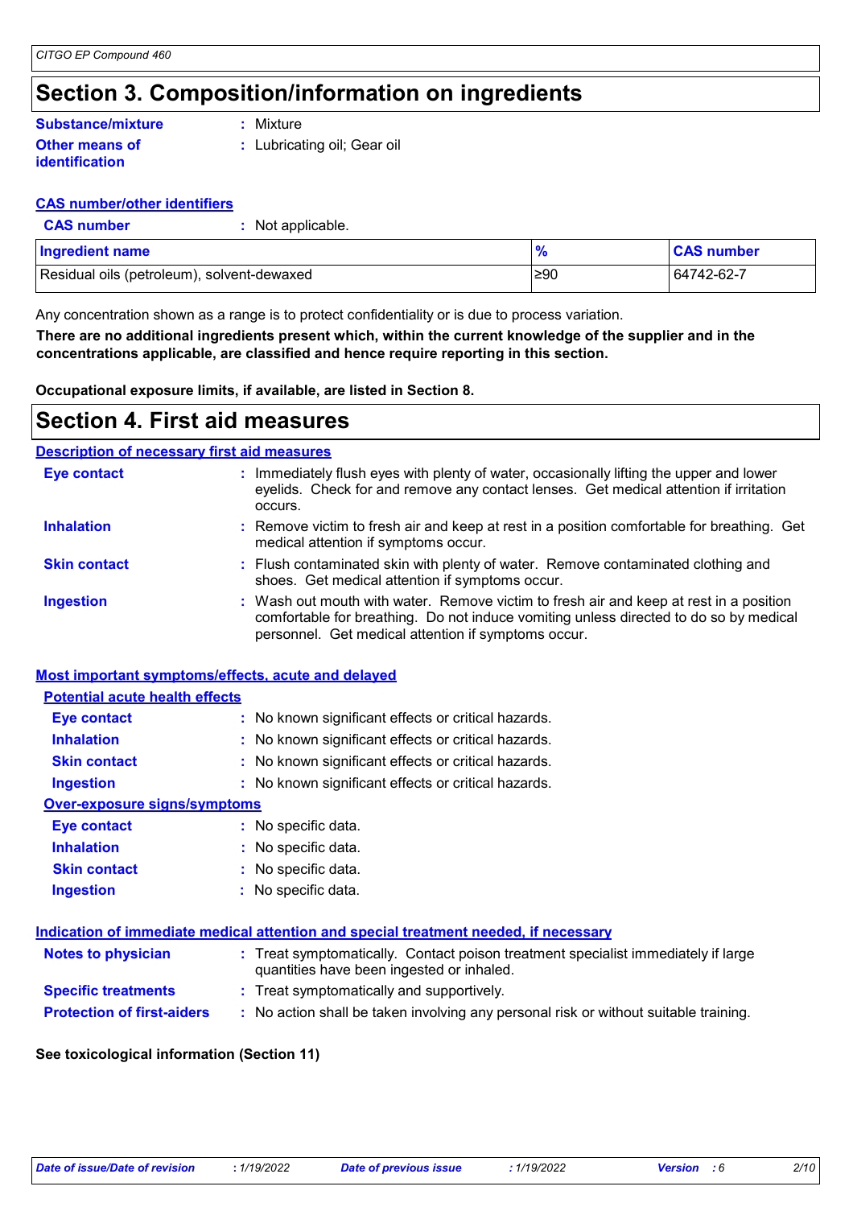# Section 3. Composition/information on ingredients

**Substance/mixture** : Mixture

**Other means of identification** : Lubricating oil; Gear oil

**CAS number/other identifiers**

**CAS number** : Not applicable.

| Ingredient name | % | CAS number |
|---|---|---|
| Residual oils (petroleum), solvent-dewaxed | ≥90 | 64742-62-7 |

Any concentration shown as a range is to protect confidentiality or is due to process variation.

**There are no additional ingredients present which, within the current knowledge of the supplier and in the concentrations applicable, are classified and hence require reporting in this section.**

**Occupational exposure limits, if available, are listed in Section 8.**

# Section 4. First aid measures

**Description of necessary first aid measures**

**Eye contact** : Immediately flush eyes with plenty of water, occasionally lifting the upper and lower eyelids. Check for and remove any contact lenses. Get medical attention if irritation occurs.

**Inhalation** : Remove victim to fresh air and keep at rest in a position comfortable for breathing. Get medical attention if symptoms occur.

**Skin contact** : Flush contaminated skin with plenty of water. Remove contaminated clothing and shoes. Get medical attention if symptoms occur.

**Ingestion** : Wash out mouth with water. Remove victim to fresh air and keep at rest in a position comfortable for breathing. Do not induce vomiting unless directed to do so by medical personnel. Get medical attention if symptoms occur.

**Most important symptoms/effects, acute and delayed**

**Potential acute health effects**

**Eye contact** : No known significant effects or critical hazards.

**Inhalation** : No known significant effects or critical hazards.

**Skin contact** : No known significant effects or critical hazards.

**Ingestion** : No known significant effects or critical hazards.

**Over-exposure signs/symptoms**

**Eye contact** : No specific data.

**Inhalation** : No specific data.

**Skin contact** : No specific data.

**Ingestion** : No specific data.

**Indication of immediate medical attention and special treatment needed, if necessary**

**Notes to physician** : Treat symptomatically. Contact poison treatment specialist immediately if large quantities have been ingested or inhaled.

**Specific treatments** : Treat symptomatically and supportively.

**Protection of first-aiders** : No action shall be taken involving any personal risk or without suitable training.

**See toxicological information (Section 11)**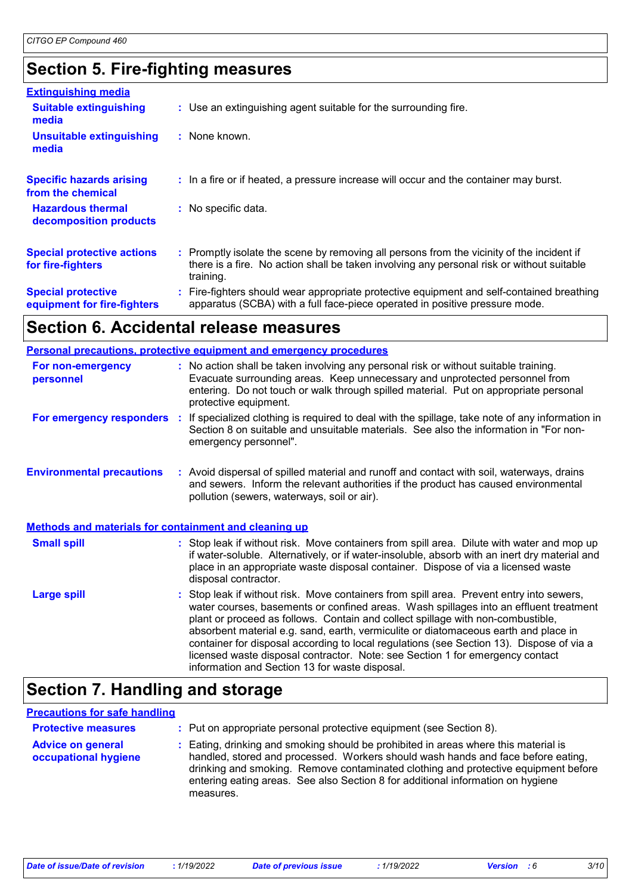## Section 5. Fire-fighting measures

**Extinguishing media**

| | |
|---|---|
| **Suitable extinguishing media** | Use an extinguishing agent suitable for the surrounding fire. |
| **Unsuitable extinguishing media** | None known. |
| **Specific hazards arising from the chemical** | In a fire or if heated, a pressure increase will occur and the container may burst. |
| **Hazardous thermal decomposition products** | No specific data. |
| **Special protective actions for fire-fighters** | Promptly isolate the scene by removing all persons from the vicinity of the incident if there is a fire. No action shall be taken involving any personal risk or without suitable training. |
| **Special protective equipment for fire-fighters** | Fire-fighters should wear appropriate protective equipment and self-contained breathing apparatus (SCBA) with a full face-piece operated in positive pressure mode. |

## Section 6. Accidental release measures

**Personal precautions, protective equipment and emergency procedures**

| | |
|---|---|
| **For non-emergency personnel** | No action shall be taken involving any personal risk or without suitable training. Evacuate surrounding areas. Keep unnecessary and unprotected personnel from entering. Do not touch or walk through spilled material. Put on appropriate personal protective equipment. |
| **For emergency responders** | If specialized clothing is required to deal with the spillage, take note of any information in Section 8 on suitable and unsuitable materials. See also the information in "For non-emergency personnel". |
| **Environmental precautions** | Avoid dispersal of spilled material and runoff and contact with soil, waterways, drains and sewers. Inform the relevant authorities if the product has caused environmental pollution (sewers, waterways, soil or air). |

**Methods and materials for containment and cleaning up**

| | |
|---|---|
| **Small spill** | Stop leak if without risk. Move containers from spill area. Dilute with water and mop up if water-soluble. Alternatively, or if water-insoluble, absorb with an inert dry material and place in an appropriate waste disposal container. Dispose of via a licensed waste disposal contractor. |
| **Large spill** | Stop leak if without risk. Move containers from spill area. Prevent entry into sewers, water courses, basements or confined areas. Wash spillages into an effluent treatment plant or proceed as follows. Contain and collect spillage with non-combustible, absorbent material e.g. sand, earth, vermiculite or diatomaceous earth and place in container for disposal according to local regulations (see Section 13). Dispose of via a licensed waste disposal contractor. Note: see Section 1 for emergency contact information and Section 13 for waste disposal. |

## Section 7. Handling and storage

**Precautions for safe handling**

| | |
|---|---|
| **Protective measures** | Put on appropriate personal protective equipment (see Section 8). |
| **Advice on general occupational hygiene** | Eating, drinking and smoking should be prohibited in areas where this material is handled, stored and processed. Workers should wash hands and face before eating, drinking and smoking. Remove contaminated clothing and protective equipment before entering eating areas. See also Section 8 for additional information on hygiene measures. |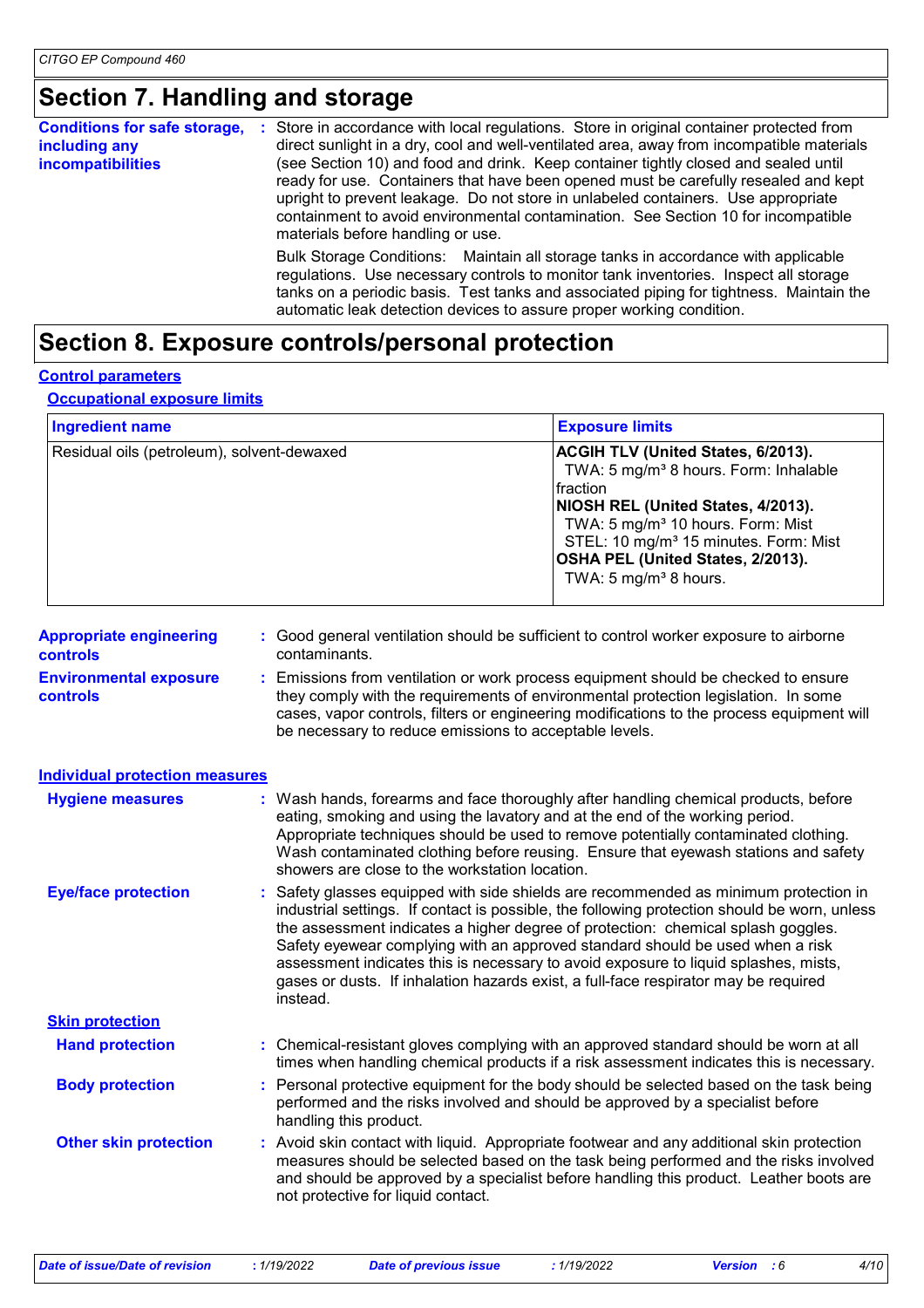# Section 7. Handling and storage

**Conditions for safe storage, including any incompatibilities** : Store in accordance with local regulations. Store in original container protected from direct sunlight in a dry, cool and well-ventilated area, away from incompatible materials (see Section 10) and food and drink. Keep container tightly closed and sealed until ready for use. Containers that have been opened must be carefully resealed and kept upright to prevent leakage. Do not store in unlabeled containers. Use appropriate containment to avoid environmental contamination. See Section 10 for incompatible materials before handling or use.

Bulk Storage Conditions: Maintain all storage tanks in accordance with applicable regulations. Use necessary controls to monitor tank inventories. Inspect all storage tanks on a periodic basis. Test tanks and associated piping for tightness. Maintain the automatic leak detection devices to assure proper working condition.

# Section 8. Exposure controls/personal protection

## Control parameters

### Occupational exposure limits

| Ingredient name | Exposure limits |
|---|---|
| Residual oils (petroleum), solvent-dewaxed | **ACGIH TLV (United States, 6/2013).** TWA: 5 mg/m³ 8 hours. Form: Inhalable fraction **NIOSH REL (United States, 4/2013).** TWA: 5 mg/m³ 10 hours. Form: Mist STEL: 10 mg/m³ 15 minutes. Form: Mist **OSHA PEL (United States, 2/2013).** TWA: 5 mg/m³ 8 hours. |

**Appropriate engineering controls** : Good general ventilation should be sufficient to control worker exposure to airborne contaminants.

**Environmental exposure controls** : Emissions from ventilation or work process equipment should be checked to ensure they comply with the requirements of environmental protection legislation. In some cases, vapor controls, filters or engineering modifications to the process equipment will be necessary to reduce emissions to acceptable levels.

## Individual protection measures

**Hygiene measures** : Wash hands, forearms and face thoroughly after handling chemical products, before eating, smoking and using the lavatory and at the end of the working period. Appropriate techniques should be used to remove potentially contaminated clothing. Wash contaminated clothing before reusing. Ensure that eyewash stations and safety showers are close to the workstation location.

**Eye/face protection** : Safety glasses equipped with side shields are recommended as minimum protection in industrial settings. If contact is possible, the following protection should be worn, unless the assessment indicates a higher degree of protection: chemical splash goggles. Safety eyewear complying with an approved standard should be used when a risk assessment indicates this is necessary to avoid exposure to liquid splashes, mists, gases or dusts. If inhalation hazards exist, a full-face respirator may be required instead.

### Skin protection

**Hand protection** : Chemical-resistant gloves complying with an approved standard should be worn at all times when handling chemical products if a risk assessment indicates this is necessary.

**Body protection** : Personal protective equipment for the body should be selected based on the task being performed and the risks involved and should be approved by a specialist before handling this product.

**Other skin protection** : Avoid skin contact with liquid. Appropriate footwear and any additional skin protection measures should be selected based on the task being performed and the risks involved and should be approved by a specialist before handling this product. Leather boots are not protective for liquid contact.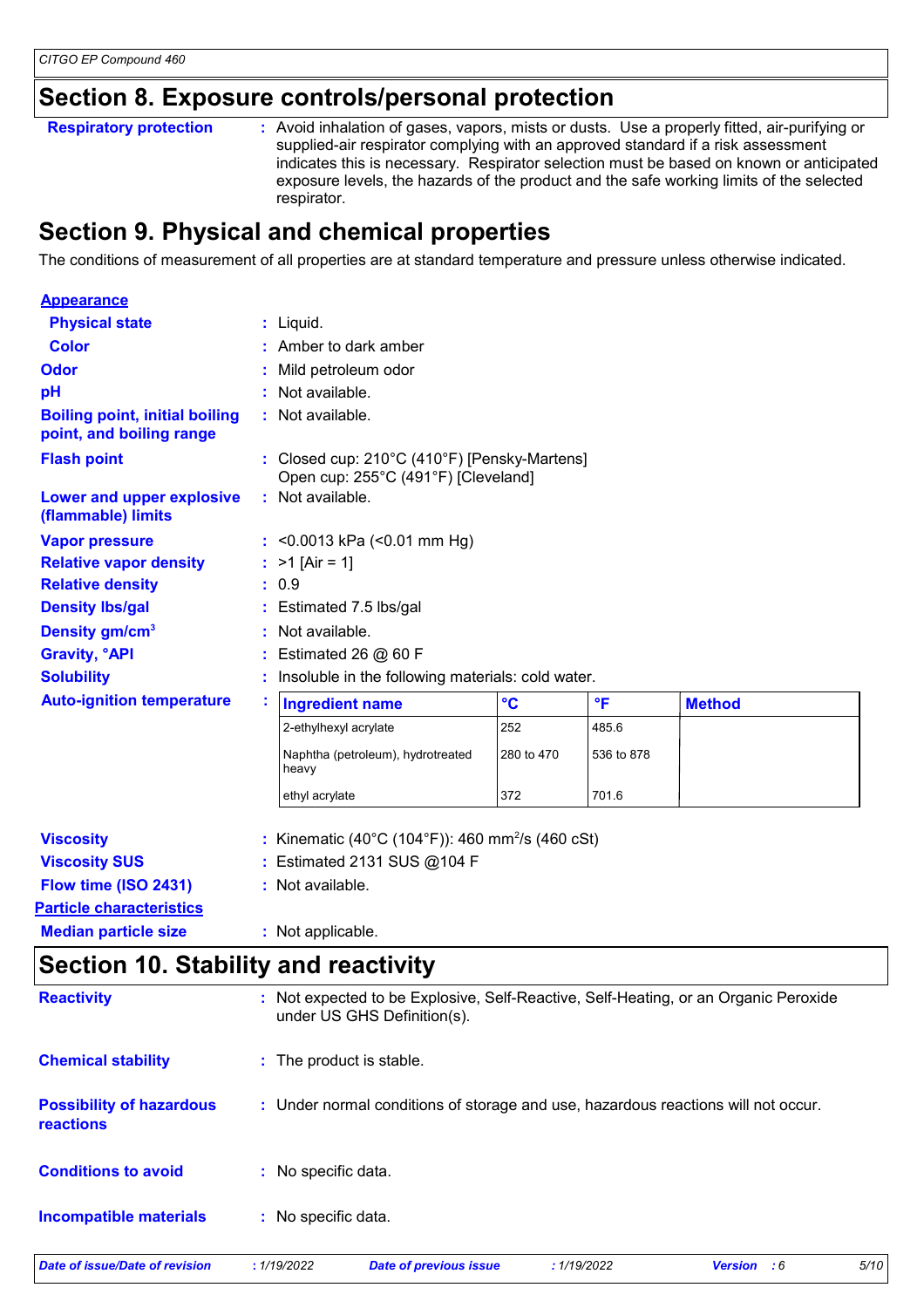## Section 8. Exposure controls/personal protection

**Respiratory protection** : Avoid inhalation of gases, vapors, mists or dusts. Use a properly fitted, air-purifying or supplied-air respirator complying with an approved standard if a risk assessment indicates this is necessary. Respirator selection must be based on known or anticipated exposure levels, the hazards of the product and the safe working limits of the selected respirator.

## Section 9. Physical and chemical properties

The conditions of measurement of all properties are at standard temperature and pressure unless otherwise indicated.

**Appearance**

**Physical state** : Liquid.

**Color** : Amber to dark amber

**Odor** : Mild petroleum odor

**pH** : Not available.

**Boiling point, initial boiling point, and boiling range** : Not available.

**Flash point** : Closed cup: 210°C (410°F) [Pensky-Martens]
Open cup: 255°C (491°F) [Cleveland]

**Lower and upper explosive (flammable) limits** : Not available.

**Vapor pressure** : <0.0013 kPa (<0.01 mm Hg)

**Relative vapor density** : >1 [Air = 1]

**Relative density** : 0.9

**Density lbs/gal** : Estimated 7.5 lbs/gal

**Density gm/cm³** : Not available.

**Gravity, °API** : Estimated 26 @ 60 F

**Solubility** : Insoluble in the following materials: cold water.

**Auto-ignition temperature** :

| Ingredient name | °C | °F | Method |
|---|---|---|---|
| 2-ethylhexyl acrylate | 252 | 485.6 | |
| Naphtha (petroleum), hydrotreated heavy | 280 to 470 | 536 to 878 | |
| ethyl acrylate | 372 | 701.6 | |

**Viscosity** : Kinematic (40°C (104°F)): 460 mm²/s (460 cSt)

**Viscosity SUS** : Estimated 2131 SUS @104 F

**Flow time (ISO 2431)** : Not available.

**Particle characteristics**

**Median particle size** : Not applicable.

## Section 10. Stability and reactivity

**Reactivity** : Not expected to be Explosive, Self-Reactive, Self-Heating, or an Organic Peroxide under US GHS Definition(s).

**Chemical stability** : The product is stable.

**Possibility of hazardous reactions** : Under normal conditions of storage and use, hazardous reactions will not occur.

**Conditions to avoid** : No specific data.

**Incompatible materials** : No specific data.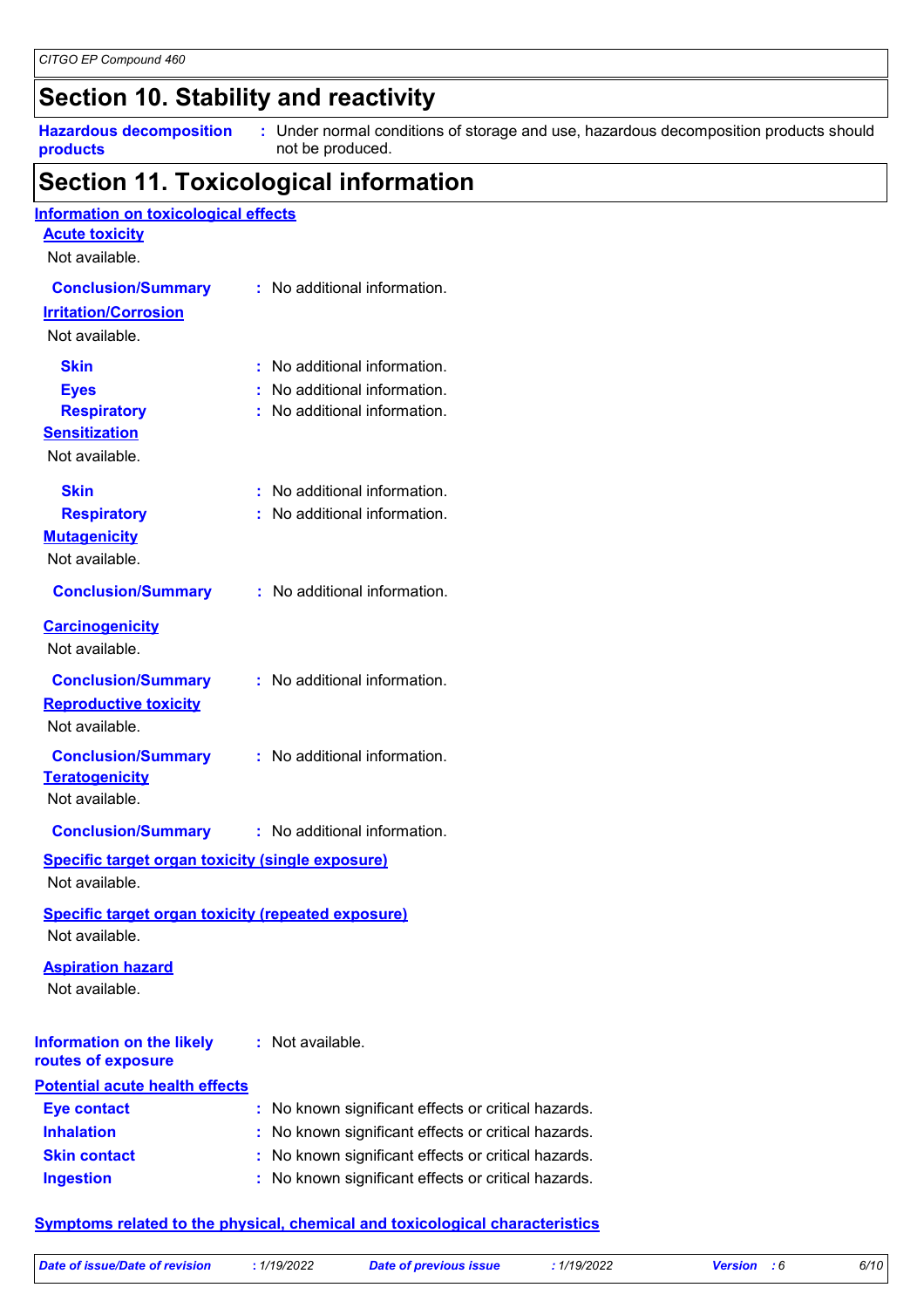## Section 10. Stability and reactivity

**Hazardous decomposition products** : Under normal conditions of storage and use, hazardous decomposition products should not be produced.

## Section 11. Toxicological information

### Information on toxicological effects

**Acute toxicity**

Not available.

**Conclusion/Summary** : No additional information.

**Irritation/Corrosion**

Not available.

**Skin** : No additional information.
**Eyes** : No additional information.
**Respiratory** : No additional information.

**Sensitization**

Not available.

**Skin** : No additional information.
**Respiratory** : No additional information.

**Mutagenicity**

Not available.

**Conclusion/Summary** : No additional information.

**Carcinogenicity**

Not available.

**Conclusion/Summary** : No additional information.

**Reproductive toxicity**

Not available.

**Conclusion/Summary** : No additional information.

**Teratogenicity**

Not available.

**Conclusion/Summary** : No additional information.

**Specific target organ toxicity (single exposure)**

Not available.

**Specific target organ toxicity (repeated exposure)**

Not available.

**Aspiration hazard**

Not available.

**Information on the likely routes of exposure** : Not available.

**Potential acute health effects**

**Eye contact** : No known significant effects or critical hazards.
**Inhalation** : No known significant effects or critical hazards.
**Skin contact** : No known significant effects or critical hazards.
**Ingestion** : No known significant effects or critical hazards.

**Symptoms related to the physical, chemical and toxicological characteristics**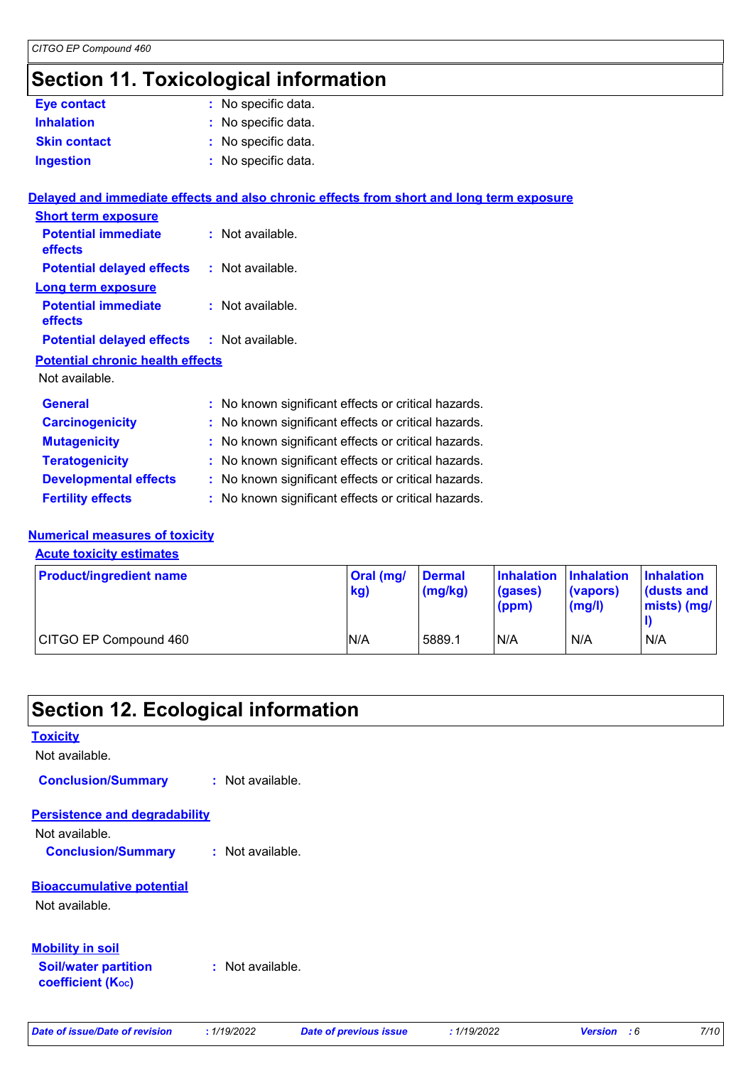# Section 11. Toxicological information

**Eye contact** : No specific data.

**Inhalation** : No specific data.

**Skin contact** : No specific data.

**Ingestion** : No specific data.

**Delayed and immediate effects and also chronic effects from short and long term exposure**

**Short term exposure**

**Potential immediate effects** : Not available.

**Potential delayed effects** : Not available.

**Long term exposure**

**Potential immediate effects** : Not available.

**Potential delayed effects** : Not available.

**Potential chronic health effects**

Not available.

**General** : No known significant effects or critical hazards.

**Carcinogenicity** : No known significant effects or critical hazards.

**Mutagenicity** : No known significant effects or critical hazards.

**Teratogenicity** : No known significant effects or critical hazards.

**Developmental effects** : No known significant effects or critical hazards.

**Fertility effects** : No known significant effects or critical hazards.

**Numerical measures of toxicity**

**Acute toxicity estimates**

| Product/ingredient name | Oral (mg/kg) | Dermal (mg/kg) | Inhalation (gases) (ppm) | Inhalation (vapors) (mg/l) | Inhalation (dusts and mists) (mg/l) |
|---|---|---|---|---|---|
| CITGO EP Compound 460 | N/A | 5889.1 | N/A | N/A | N/A |

# Section 12. Ecological information

**Toxicity**

Not available.

**Conclusion/Summary** : Not available.

**Persistence and degradability**

Not available.

**Conclusion/Summary** : Not available.

**Bioaccumulative potential**

Not available.

**Mobility in soil**

**Soil/water partition coefficient ($K_{OC}$)** : Not available.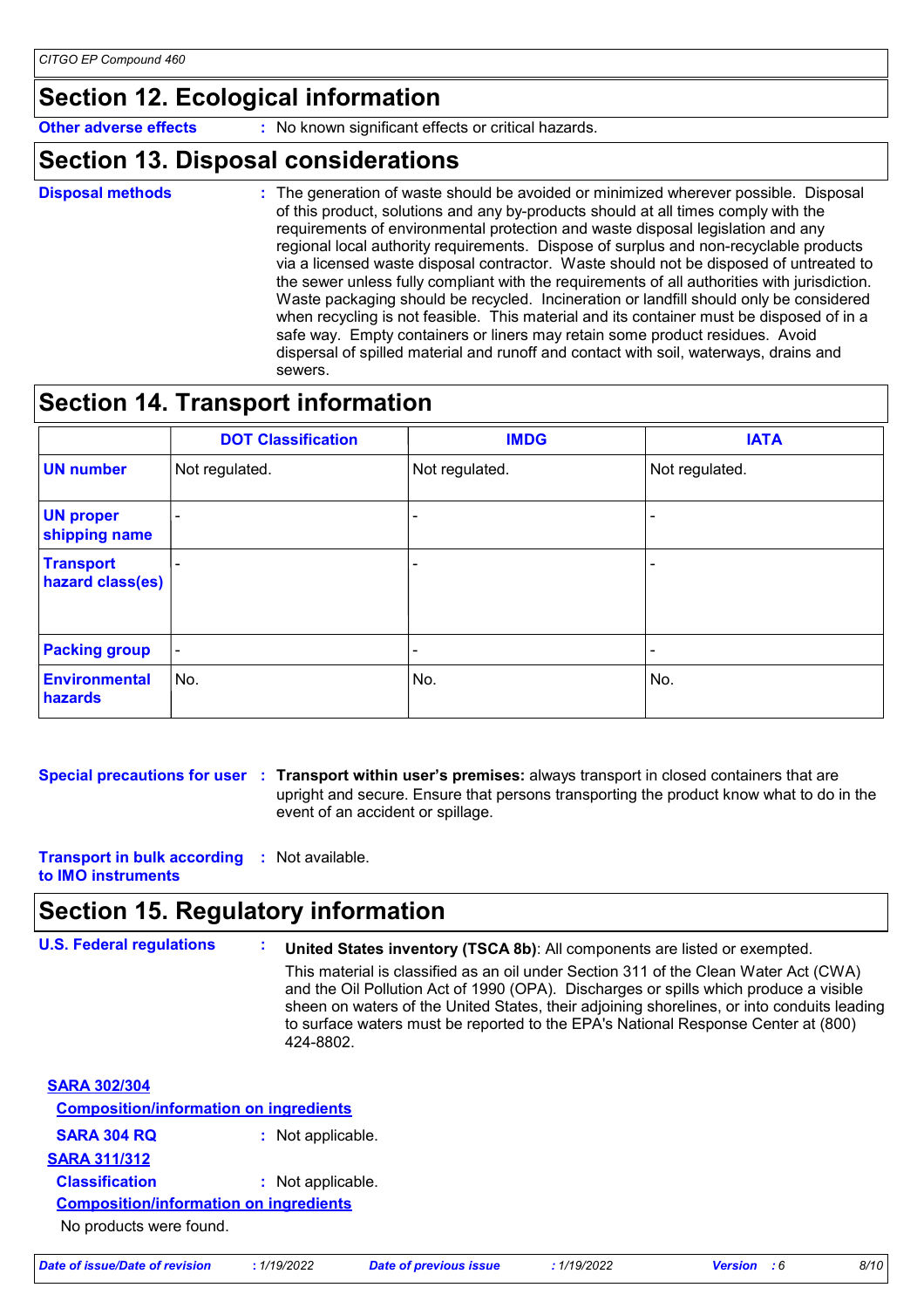## Section 12. Ecological information

**Other adverse effects** : No known significant effects or critical hazards.

## Section 13. Disposal considerations

**Disposal methods** : The generation of waste should be avoided or minimized wherever possible. Disposal of this product, solutions and any by-products should at all times comply with the requirements of environmental protection and waste disposal legislation and any regional local authority requirements. Dispose of surplus and non-recyclable products via a licensed waste disposal contractor. Waste should not be disposed of untreated to the sewer unless fully compliant with the requirements of all authorities with jurisdiction. Waste packaging should be recycled. Incineration or landfill should only be considered when recycling is not feasible. This material and its container must be disposed of in a safe way. Empty containers or liners may retain some product residues. Avoid dispersal of spilled material and runoff and contact with soil, waterways, drains and sewers.

## Section 14. Transport information

| | DOT Classification | IMDG | IATA |
|---|---|---|---|
| **UN number** | Not regulated. | Not regulated. | Not regulated. |
| **UN proper shipping name** | - | - | - |
| **Transport hazard class(es)** | - | - | - |
| **Packing group** | - | - | - |
| **Environmental hazards** | No. | No. | No. |

**Special precautions for user** : **Transport within user's premises:** always transport in closed containers that are upright and secure. Ensure that persons transporting the product know what to do in the event of an accident or spillage.

**Transport in bulk according to IMO instruments** : Not available.

## Section 15. Regulatory information

**U.S. Federal regulations** : **United States inventory (TSCA 8b)**: All components are listed or exempted.

This material is classified as an oil under Section 311 of the Clean Water Act (CWA) and the Oil Pollution Act of 1990 (OPA). Discharges or spills which produce a visible sheen on waters of the United States, their adjoining shorelines, or into conduits leading to surface waters must be reported to the EPA's National Response Center at (800) 424-8802.

**SARA 302/304**

**Composition/information on ingredients**

**SARA 304 RQ** : Not applicable.

**SARA 311/312**

**Classification** : Not applicable.

**Composition/information on ingredients**

No products were found.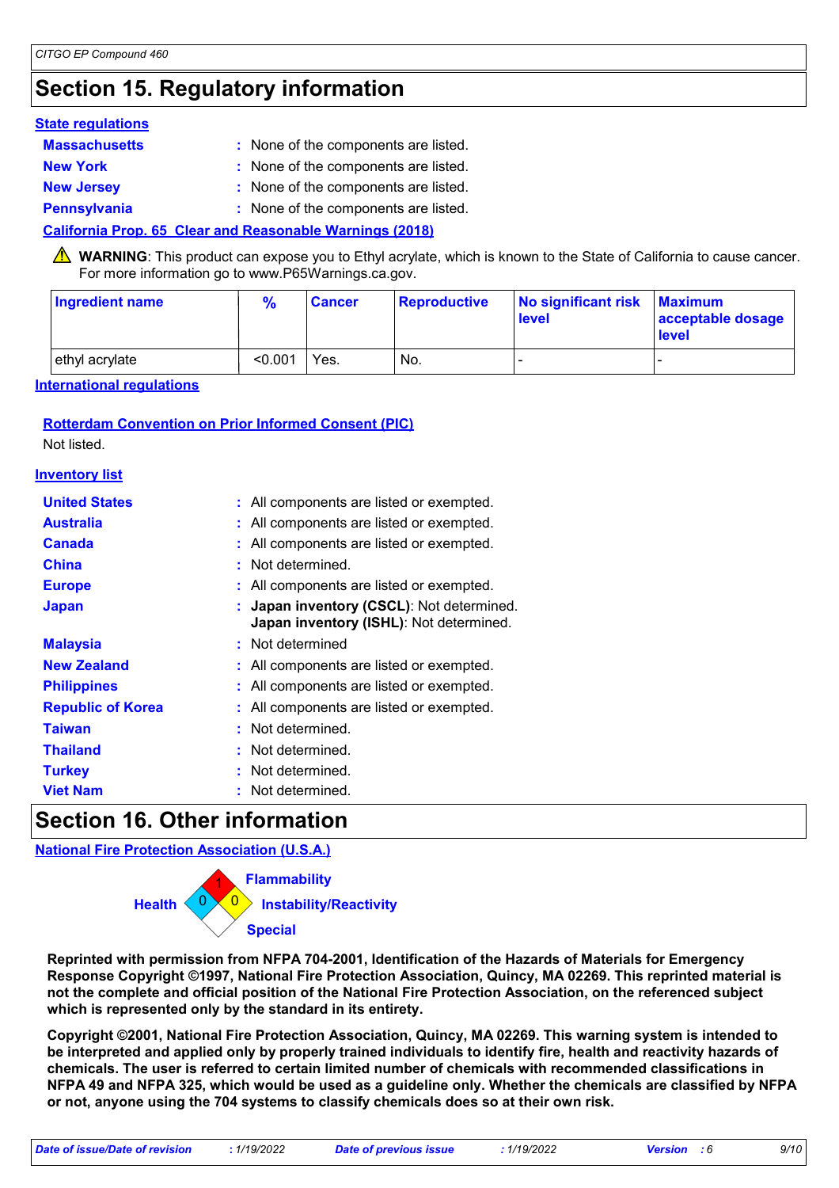# Section 15. Regulatory information

**State regulations**

**Massachusetts** : None of the components are listed.

**New York** : None of the components are listed.

**New Jersey** : None of the components are listed.

**Pennsylvania** : None of the components are listed.

**California Prop. 65 Clear and Reasonable Warnings (2018)**

⚠ **WARNING**: This product can expose you to Ethyl acrylate, which is known to the State of California to cause cancer. For more information go to www.P65Warnings.ca.gov.

| Ingredient name | % | Cancer | Reproductive | No significant risk level | Maximum acceptable dosage level |
|---|---|---|---|---|---|
| ethyl acrylate | <0.001 | Yes. | No. | - | - |

**International regulations**

**Rotterdam Convention on Prior Informed Consent (PIC)**

Not listed.

**Inventory list**

**United States** : All components are listed or exempted.

**Australia** : All components are listed or exempted.

**Canada** : All components are listed or exempted.

**China** : Not determined.

**Europe** : All components are listed or exempted.

**Japan** : **Japan inventory (CSCL)**: Not determined.
**Japan inventory (ISHL)**: Not determined.

**Malaysia** : Not determined

**New Zealand** : All components are listed or exempted.

**Philippines** : All components are listed or exempted.

**Republic of Korea** : All components are listed or exempted.

**Taiwan** : Not determined.

**Thailand** : Not determined.

**Turkey** : Not determined.

**Viet Nam** : Not determined.

# Section 16. Other information

**National Fire Protection Association (U.S.A.)**

Health: 0
Flammability: 1
Instability/Reactivity: 0
Special:

**Reprinted with permission from NFPA 704-2001, Identification of the Hazards of Materials for Emergency Response Copyright ©1997, National Fire Protection Association, Quincy, MA 02269. This reprinted material is not the complete and official position of the National Fire Protection Association, on the referenced subject which is represented only by the standard in its entirety.**

**Copyright ©2001, National Fire Protection Association, Quincy, MA 02269. This warning system is intended to be interpreted and applied only by properly trained individuals to identify fire, health and reactivity hazards of chemicals. The user is referred to certain limited number of chemicals with recommended classifications in NFPA 49 and NFPA 325, which would be used as a guideline only. Whether the chemicals are classified by NFPA or not, anyone using the 704 systems to classify chemicals does so at their own risk.**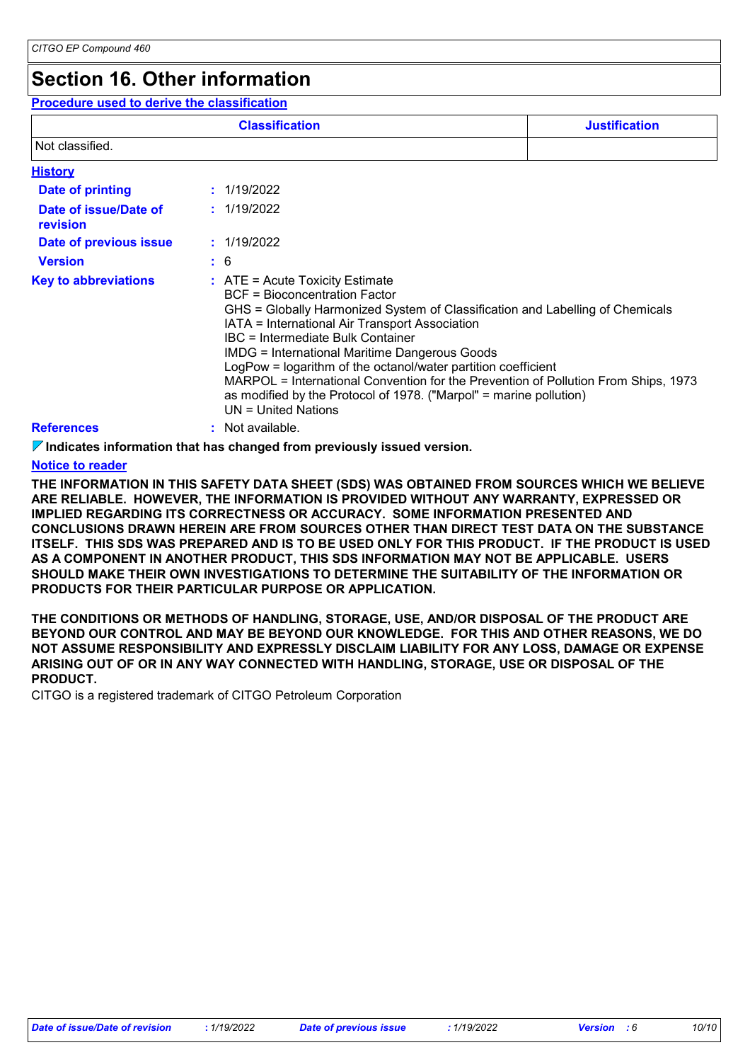# Section 16. Other information

**Procedure used to derive the classification**

| Classification | Justification |
|---|---|
| Not classified. | |

**History**

**Date of printing** : 1/19/2022

**Date of issue/Date of revision** : 1/19/2022

**Date of previous issue** : 1/19/2022

**Version** : 6

**Key to abbreviations** : ATE = Acute Toxicity Estimate
BCF = Bioconcentration Factor
GHS = Globally Harmonized System of Classification and Labelling of Chemicals
IATA = International Air Transport Association
IBC = Intermediate Bulk Container
IMDG = International Maritime Dangerous Goods
LogPow = logarithm of the octanol/water partition coefficient
MARPOL = International Convention for the Prevention of Pollution From Ships, 1973 as modified by the Protocol of 1978. ("Marpol" = marine pollution)
UN = United Nations

**References** : Not available.

**Indicates information that has changed from previously issued version.**

**Notice to reader**

**THE INFORMATION IN THIS SAFETY DATA SHEET (SDS) WAS OBTAINED FROM SOURCES WHICH WE BELIEVE ARE RELIABLE. HOWEVER, THE INFORMATION IS PROVIDED WITHOUT ANY WARRANTY, EXPRESSED OR IMPLIED REGARDING ITS CORRECTNESS OR ACCURACY. SOME INFORMATION PRESENTED AND CONCLUSIONS DRAWN HEREIN ARE FROM SOURCES OTHER THAN DIRECT TEST DATA ON THE SUBSTANCE ITSELF. THIS SDS WAS PREPARED AND IS TO BE USED ONLY FOR THIS PRODUCT. IF THE PRODUCT IS USED AS A COMPONENT IN ANOTHER PRODUCT, THIS SDS INFORMATION MAY NOT BE APPLICABLE. USERS SHOULD MAKE THEIR OWN INVESTIGATIONS TO DETERMINE THE SUITABILITY OF THE INFORMATION OR PRODUCTS FOR THEIR PARTICULAR PURPOSE OR APPLICATION.**

**THE CONDITIONS OR METHODS OF HANDLING, STORAGE, USE, AND/OR DISPOSAL OF THE PRODUCT ARE BEYOND OUR CONTROL AND MAY BE BEYOND OUR KNOWLEDGE. FOR THIS AND OTHER REASONS, WE DO NOT ASSUME RESPONSIBILITY AND EXPRESSLY DISCLAIM LIABILITY FOR ANY LOSS, DAMAGE OR EXPENSE ARISING OUT OF OR IN ANY WAY CONNECTED WITH HANDLING, STORAGE, USE OR DISPOSAL OF THE PRODUCT.**

CITGO is a registered trademark of CITGO Petroleum Corporation